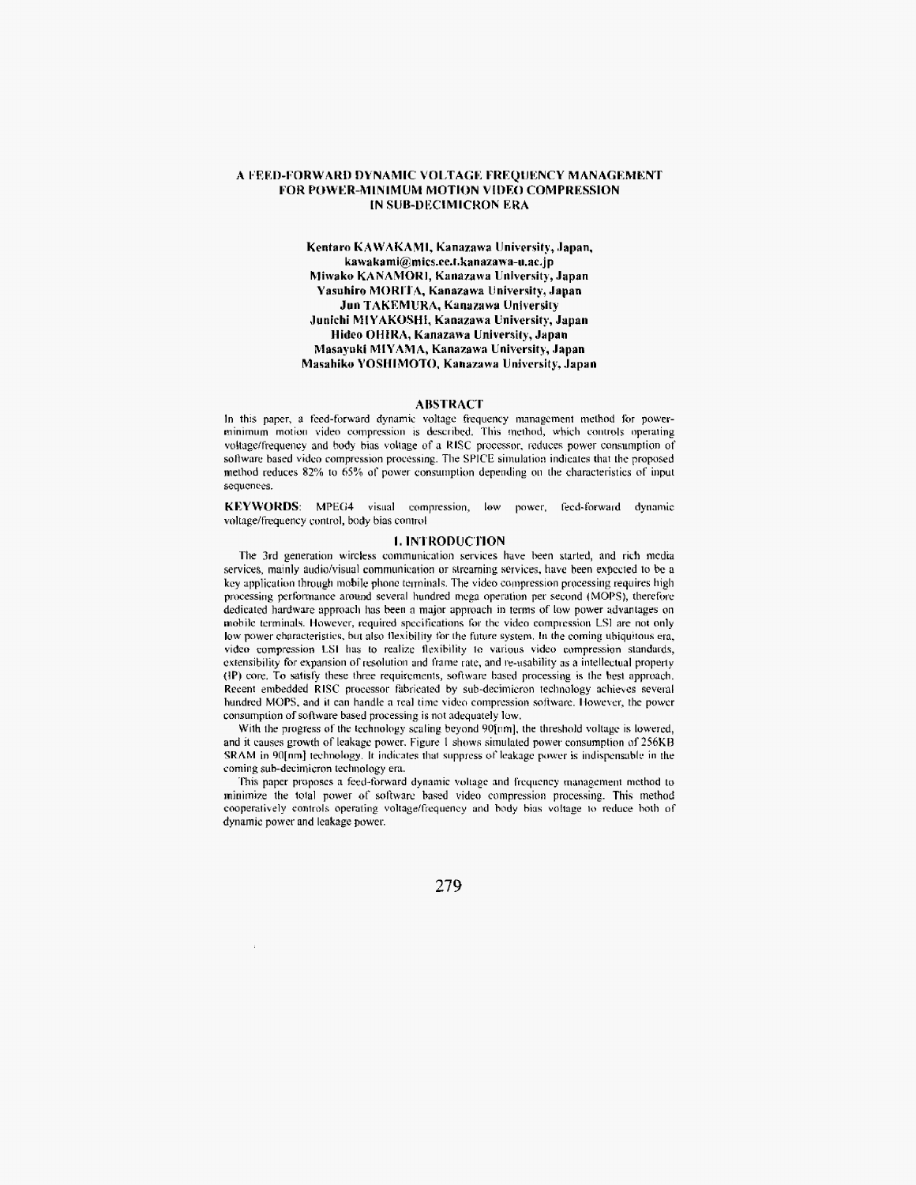# A FEED-FORWARD DYNAMIC VOLTAGE FREQUENCY MANAGEMENT FOR POWER-MINIMUM MOTION VIDEO COMPRESSION IN SUB-DECIMICRON ERA

**Kentaro KAWAKAMI, Kanazawa University, Japan,**
**kawakami@mics.ee.t.kanazawa-u.ac.jp**
**Miwako KANAMORI, Kanazawa University, Japan**
**Yasuhiro MORITA, Kanazawa University, Japan**
**Jun TAKEMURA, Kanazawa University**
**Junichi MIYAKOSHI, Kanazawa University, Japan**
**Hideo OHIRA, Kanazawa University, Japan**
**Masayuki MIYAMA, Kanazawa University, Japan**
**Masahiko YOSHIMOTO, Kanazawa University, Japan**

## ABSTRACT

In this paper, a feed-forward dynamic voltage frequency management method for power-minimum motion video compression is described. This method, which controls operating voltage/frequency and body bias voltage of a RISC processor, reduces power consumption of software based video compression processing. The SPICE simulation indicates that the proposed method reduces 82% to 65% of power consumption depending on the characteristics of input sequences.

**KEYWORDS**: MPEG4 visual compression, low power, feed-forward dynamic voltage/frequency control, body bias control

## 1. INTRODUCTION

The 3rd generation wireless communication services have been started, and rich media services, mainly audio/visual communication or streaming services, have been expected to be a key application through mobile phone terminals. The video compression processing requires high processing performance around several hundred mega operation per second (MOPS), therefore dedicated hardware approach has been a major approach in terms of low power advantages on mobile terminals. However, required specifications for the video compression LSI are not only low power characteristics, but also flexibility for the future system. In the coming ubiquitous era, video compression LSI has to realize flexibility to various video compression standards, extensibility for expansion of resolution and frame rate, and re-usability as a intellectual property (IP) core. To satisfy these three requirements, software based processing is the best approach. Recent embedded RISC processor fabricated by sub-decimicron technology achieves several hundred MOPS, and it can handle a real time video compression software. However, the power consumption of software based processing is not adequately low.

With the progress of the technology scaling beyond 90[nm], the threshold voltage is lowered, and it causes growth of leakage power. Figure 1 shows simulated power consumption of 256KB SRAM in 90[nm] technology. It indicates that suppress of leakage power is indispensable in the coming sub-decimicron technology era.

This paper proposes a feed-forward dynamic voltage and frequency management method to minimize the total power of software based video compression processing. This method cooperatively controls operating voltage/frequency and body bias voltage to reduce both of dynamic power and leakage power.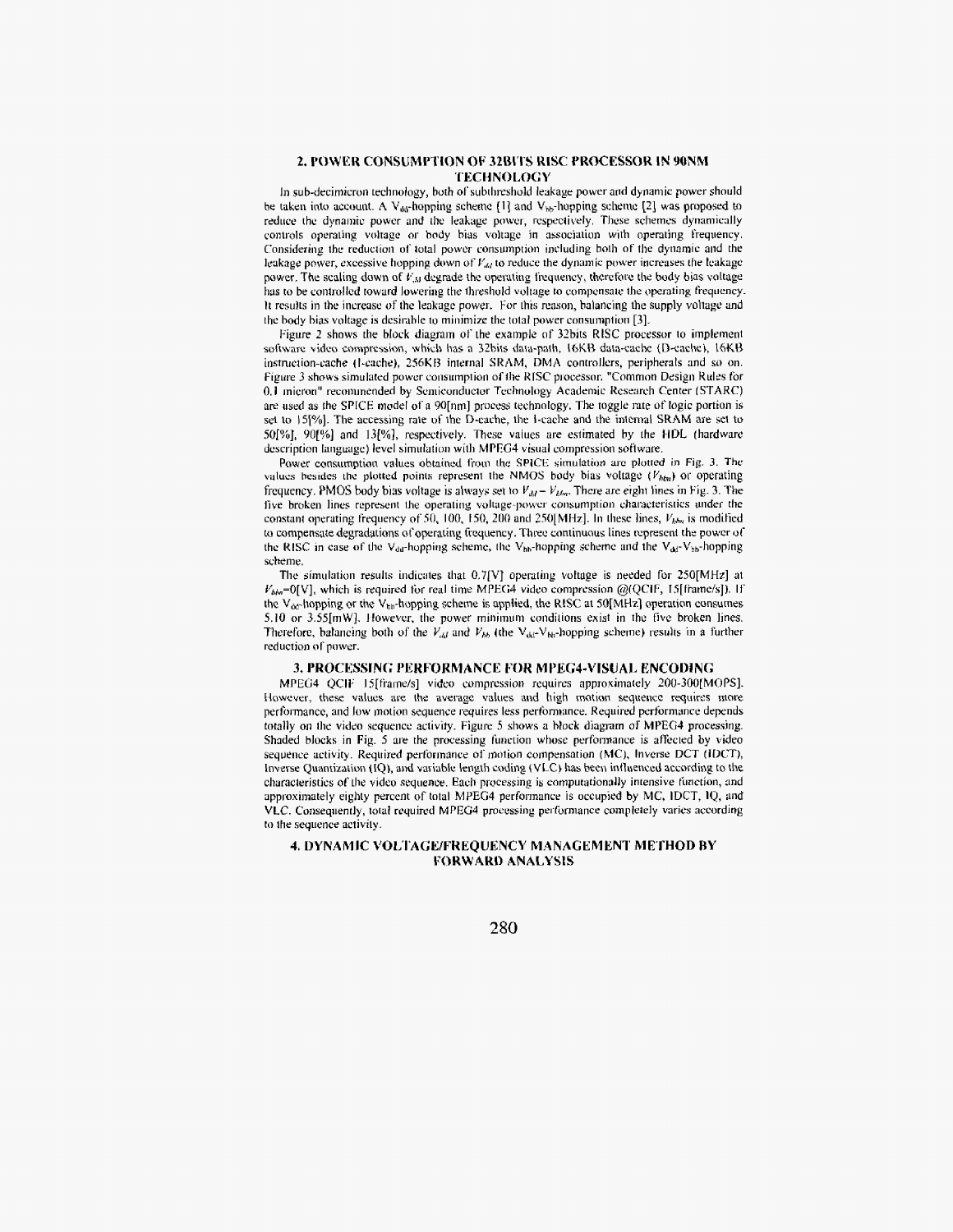## 2. POWER CONSUMPTION OF 32BITS RISC PROCESSOR IN 90NM TECHNOLOGY

In sub-decimicron technology, both of subthreshold leakage power and dynamic power should be taken into account. A $V_{dd}$-hopping scheme [1] and $V_{bb}$-hopping scheme [2] was proposed to reduce the dynamic power and the leakage power, respectively. These schemes dynamically controls operating voltage or body bias voltage in association with operating frequency. Considering the reduction of total power consumption including both of the dynamic and the leakage power, excessive hopping down of $V_{dd}$ to reduce the dynamic power increases the leakage power. The scaling down of $V_{dd}$ degrade the operating frequency, therefore the body bias voltage has to be controlled toward lowering the threshold voltage to compensate the operating frequency. It results in the increase of the leakage power. For this reason, balancing the supply voltage and the body bias voltage is desirable to minimize the total power consumption [3].

Figure 2 shows the block diagram of the example of 32bits RISC processor to implement software video compression, which has a 32bits data-path, 16KB data-cache (D-cache), 16KB instruction-cache (I-cache), 256KB internal SRAM, DMA controllers, peripherals and so on. Figure 3 shows simulated power consumption of the RISC processor. "Common Design Rules for 0.1 micron" recommended by Semiconductor Technology Academic Research Center (STARC) are used as the SPICE model of a 90[nm] process technology. The toggle rate of logic portion is set to 15[%]. The accessing rate of the D-cache, the I-cache and the internal SRAM are set to 50[%], 90[%] and 13[%], respectively. These values are estimated by the HDL (hardware description language) level simulation with MPEG4 visual compression software.

Power consumption values obtained from the SPICE simulation are plotted in Fig. 3. The values besides the plotted points represent the NMOS body bias voltage ($V_{bbn}$) or operating frequency. PMOS body bias voltage is always set to $V_{dd} - V_{bbn}$. There are eight lines in Fig. 3. The five broken lines represent the operating voltage-power consumption characteristics under the constant operating frequency of 50, 100, 150, 200 and 250[MHz]. In these lines, $V_{bbn}$ is modified to compensate degradations of operating frequency. Three continuous lines represent the power of the RISC in case of the $V_{dd}$-hopping scheme, the $V_{bb}$-hopping scheme and the $V_{dd}$-$V_{bb}$-hopping scheme.

The simulation results indicates that 0.7[V] operating voltage is needed for 250[MHz] at $V_{bbn}$=0[V], which is required for real time MPEG4 video compression @(QCIF, 15[frame/s]). If the $V_{dd}$-hopping or the $V_{bb}$-hopping scheme is applied, the RISC at 50[MHz] operation consumes 5.10 or 3.55[mW]. However, the power minimum conditions exist in the five broken lines. Therefore, balancing both of the $V_{dd}$ and $V_{bb}$ (the $V_{dd}$-$V_{bb}$-hopping scheme) results in a further reduction of power.

## 3. PROCESSING PERFORMANCE FOR MPEG4-VISUAL ENCODING

MPEG4 QCIF 15[frame/s] video compression requires approximately 200-300[MOPS]. However, these values are the average values and high motion sequence requires more performance, and low motion sequence requires less performance. Required performance depends totally on the video sequence activity. Figure 5 shows a block diagram of MPEG4 processing. Shaded blocks in Fig. 5 are the processing function whose performance is affected by video sequence activity. Required performance of motion compensation (MC), Inverse DCT (IDCT), Inverse Quantization (IQ), and variable length coding (VLC) has been influenced according to the characteristics of the video sequence. Each processing is computationally intensive function, and approximately eighty percent of total MPEG4 performance is occupied by MC, IDCT, IQ, and VLC. Consequently, total required MPEG4 processing performance completely varies according to the sequence activity.

## 4. DYNAMIC VOLTAGE/FREQUENCY MANAGEMENT METHOD BY FORWARD ANALYSIS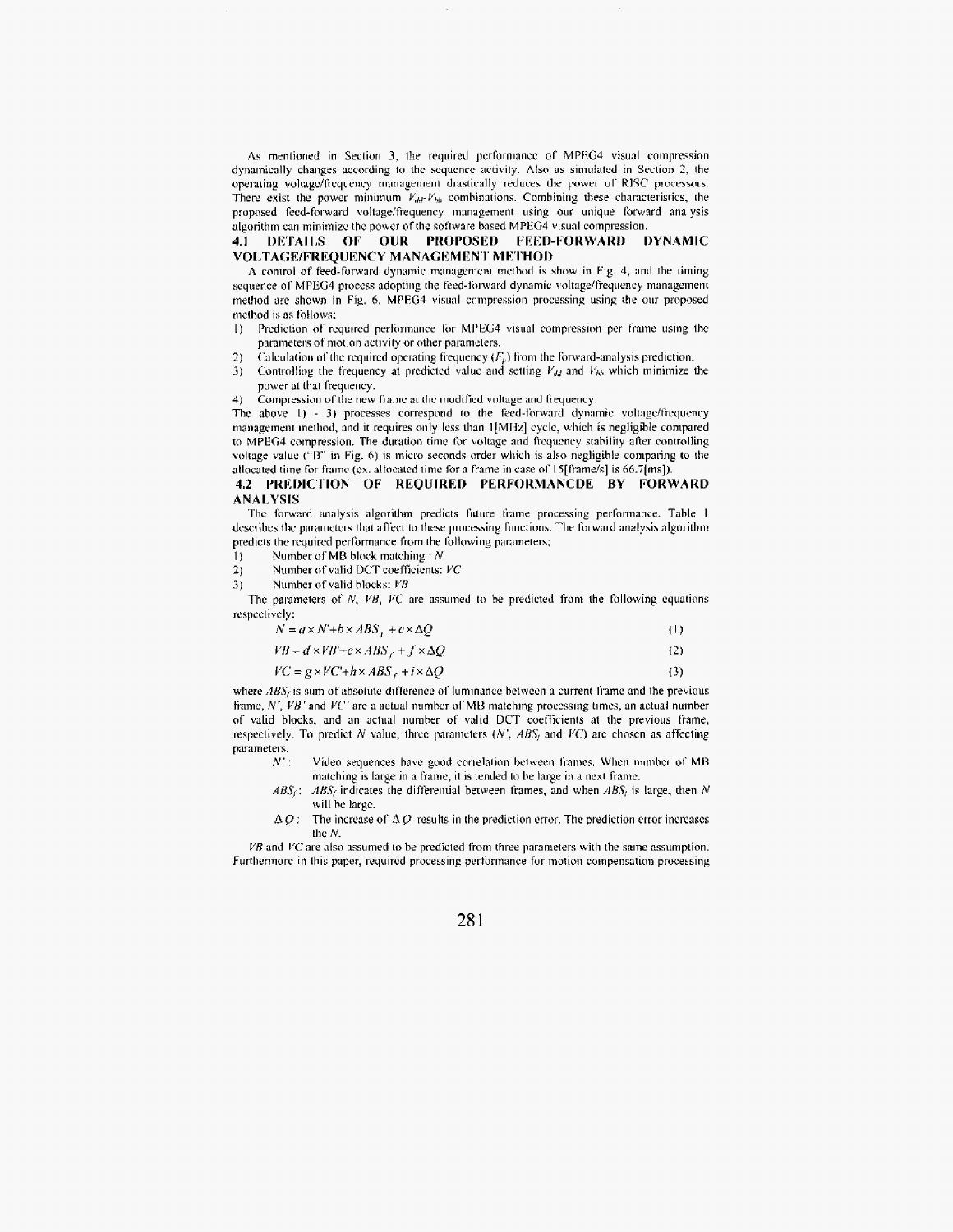As mentioned in Section 3, the required performance of MPEG4 visual compression dynamically changes according to the sequence activity. Also as simulated in Section 2, the operating voltage/frequency management drastically reduces the power of RISC processors. There exist the power minimum $V_{dd}$-$V_{bb}$ combinations. Combining these characteristics, the proposed feed-forward voltage/frequency management using our unique forward analysis algorithm can minimize the power of the software based MPEG4 visual compression.

## 4.1 DETAILS OF OUR PROPOSED FEED-FORWARD DYNAMIC VOLTAGE/FREQUENCY MANAGEMENT METHOD

A control of feed-forward dynamic management method is show in Fig. 4, and the timing sequence of MPEG4 process adopting the feed-forward dynamic voltage/frequency management method are shown in Fig. 6. MPEG4 visual compression processing using the our proposed method is as follows;

1) Prediction of required performance for MPEG4 visual compression per frame using the parameters of motion activity or other parameters.
2) Calculation of the required operating frequency ($F_p$) from the forward-analysis prediction.
3) Controlling the frequency at predicted value and setting $V_{dd}$ and $V_{bb}$ which minimize the power at that frequency.
4) Compression of the new frame at the modified voltage and frequency.

The above 1) - 3) processes correspond to the feed-forward dynamic voltage/frequency management method, and it requires only less than 1[MHz] cycle, which is negligible compared to MPEG4 compression. The duration time for voltage and frequency stability after controlling voltage value ("B" in Fig. 6) is micro seconds order which is also negligible comparing to the allocated time for frame (ex. allocated time for a frame in case of 15[frame/s] is 66.7[ms]).

## 4.2 PREDICTION OF REQUIRED PERFORMANCDE BY FORWARD ANALYSIS

The forward analysis algorithm predicts future frame processing performance. Table 1 describes the parameters that affect to these processing functions. The forward analysis algorithm predicts the required performance from the following parameters;

1) Number of MB block matching : $N$
2) Number of valid DCT coefficients: $VC$
3) Number of valid blocks: $VB$

The parameters of $N$, $VB$, $VC$ are assumed to be predicted from the following equations respectively;

$$N = a \times N' + b \times ABS_f + c \times \Delta Q \tag{1}$$

$$VB = d \times VB' + e \times ABS_f + f \times \Delta Q \tag{2}$$

$$VC = g \times VC' + h \times ABS_f + i \times \Delta Q \tag{3}$$

where $ABS_f$ is sum of absolute difference of luminance between a current frame and the previous frame, $N'$, $VB'$ and $VC'$ are a actual number of MB matching processing times, an actual number of valid blocks, and an actual number of valid DCT coefficients at the previous frame, respectively. To predict $N$ value, three parameters ($N'$, $ABS_f$ and $VC$) are chosen as affecting parameters.

- $N'$: Video sequences have good correlation between frames. When number of MB matching is large in a frame, it is tended to be large in a next frame.
- $ABS_f$: $ABS_f$ indicates the differential between frames, and when $ABS_f$ is large, then $N$ will be large.
- $\Delta Q$: The increase of $\Delta Q$ results in the prediction error. The prediction error increases the $N$.

$VB$ and $VC$ are also assumed to be predicted from three parameters with the same assumption. Furthermore in this paper, required processing performance for motion compensation processing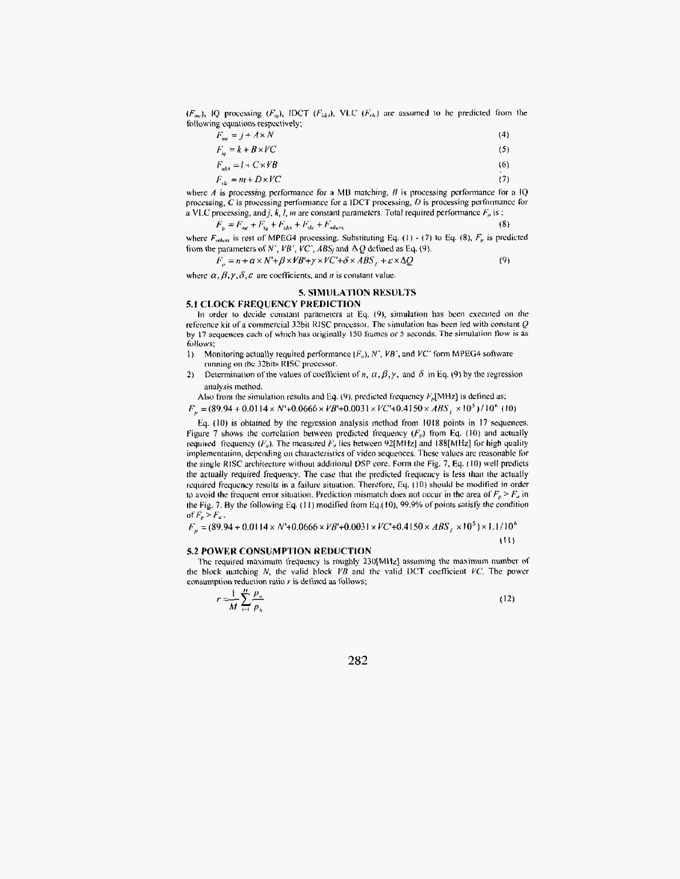($F_{mc}$), IQ processing ($F_{iq}$), IDCT ($F_{idct}$), VLC ($F_{vlc}$) are assumed to be predicted from the following equations respectively;

$$F_{mc} = j + A \times N \tag{4}$$

$$F_{iq} = k + B \times VC \tag{5}$$

$$F_{idct} = l + C \times VB \tag{6}$$

$$F_{vlc} = m + D \times VC \tag{7}$$

where $A$ is processing performance for a MB matching, $B$ is processing performance for a IQ processing, $C$ is processing performance for a IDCT processing, $D$ is processing performance for a VLC processing, and $j$, $k$, $l$, $m$ are constant parameters. Total required performance $F_p$ is :

$$F_p = F_{mc} + F_{iq} + F_{idct} + F_{vlc} + F_{others} \tag{8}$$

where $F_{others}$ is rest of MPEG4 processing. Substituting Eq. (1) - (7) to Eq. (8), $F_p$ is predicted from the parameters of $N'$, $VB'$, $VC'$, $ABS_f$ and $\Delta Q$ defined as Eq. (9).

$$F_p = n + \alpha \times N' + \beta \times VB' + \gamma \times VC' + \delta \times ABS_f + \varepsilon \times \Delta Q \tag{9}$$

where $\alpha, \beta, \gamma, \delta, \varepsilon$ are coefficients, and $n$ is constant value.

## 5. SIMULATION RESULTS

### 5.1 CLOCK FREQUENCY PREDICTION

In order to decide constant parameters at Eq. (9), simulation has been executed on the reference kit of a commercial 32bit RISC processor. The simulation has been led with constant $Q$ by 17 sequences each of which has originally 150 frames or 5 seconds. The simulation flow is as follows;

1) Monitoring actually required performance ($F_a$), $N'$, $VB'$, and $VC'$ form MPEG4 software running on the 32bits RISC processor.
2) Determination of the values of coefficient of $n$, $\alpha, \beta, \gamma$, and $\delta$ in Eq. (9) by the regression analysis method.

Also from the simulation results and Eq. (9), predicted frequency $F_p$[MHz] is defined as;

$$F_p = (89.94 + 0.0114 \times N' + 0.0666 \times VB' + 0.0031 \times VC' + 0.4150 \times ABS_f \times 10^5)/10^6 \tag{10}$$

Eq. (10) is obtained by the regression analysis method from 1018 points in 17 sequences. Figure 7 shows the correlation between predicted frequency ($F_p$) from Eq. (10) and actually required frequency ($F_a$). The measured $F_a$ lies between 92[MHz] and 188[MHz] for high quality implementation, depending on characteristics of video sequences. These values are reasonable for the single RISC architecture without additional DSP core. Form the Fig. 7, Eq. (10) well predicts the actually required frequency. The case that the predicted frequency is less than the actually required frequency results in a failure situation. Therefore, Eq. (10) should be modified in order to avoid the frequent error situation. Prediction mismatch does not occur in the area of $F_p > F_a$ in the Fig. 7. By the following Eq. (11) modified from Eq.(10), 99.9% of points satisfy the condition of $F_p > F_a$.

$$F_p = (89.94 + 0.0114 \times N' + 0.0666 \times VB' + 0.0031 \times VC' + 0.4150 \times ABS_f \times 10^5) \times 1.1/10^6 \tag{11}$$

### 5.2 POWER CONSUMPTION REDUCTION

The required maximum frequency is roughly 230[MHz] assuming the maximum number of the block matching $N$, the valid block $VB$ and the valid DCT coefficient $VC$. The power consumption reduction ratio $r$ is defined as follows;

$$r = \frac{1}{M}\sum_{i=1}^{M}\frac{p_a}{p_c} \tag{12}$$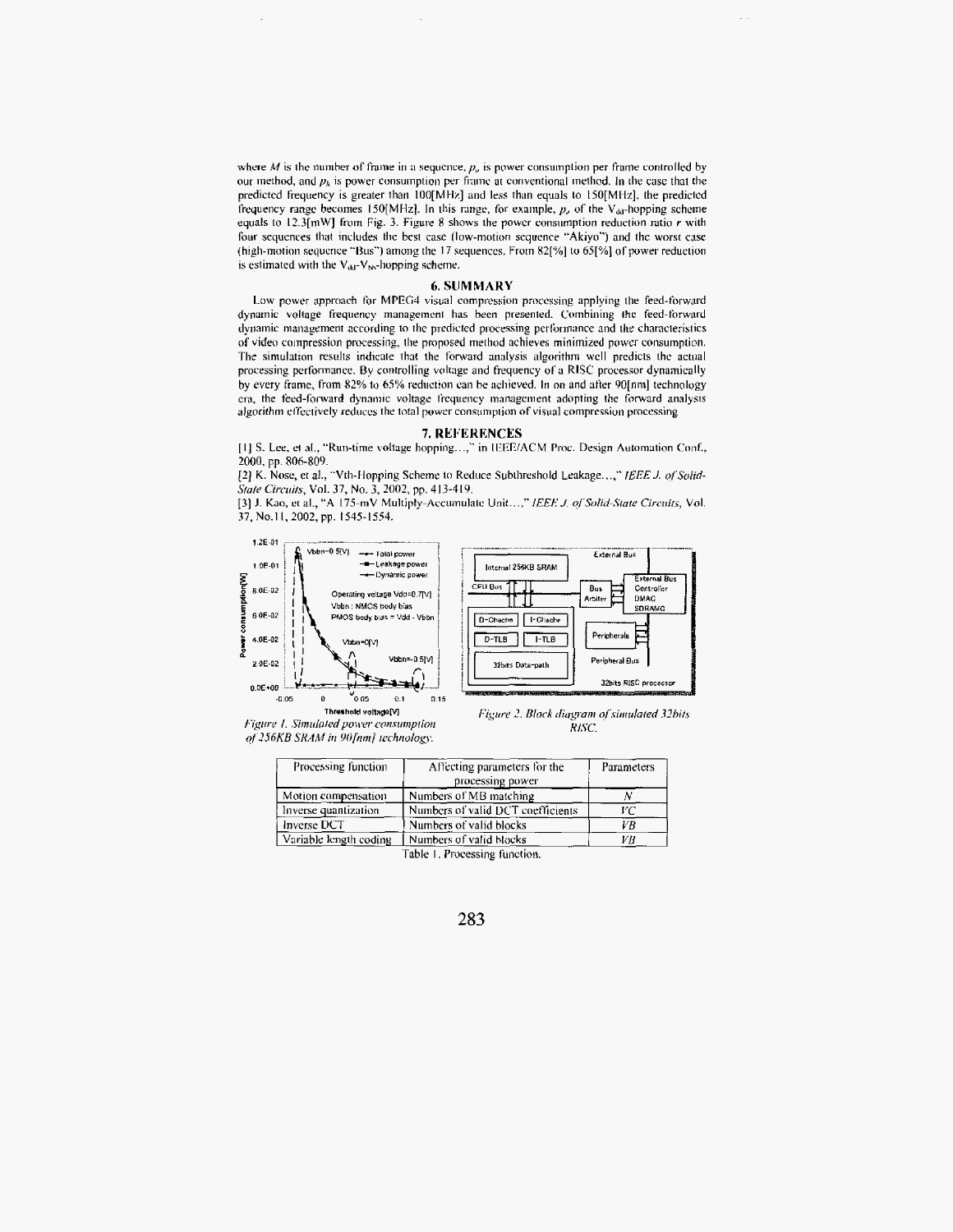where $M$ is the number of frame in a sequence, $p_v$ is power consumption per frame controlled by our method, and $p_h$ is power consumption per frame at conventional method. In the case that the predicted frequency is greater than 100[MHz] and less than equals to 150[MHz], the predicted frequency range becomes 150[MHz]. In this range, for example, $p_v$ of the $V_{dd}$-hopping scheme equals to 12.3[mW] from Fig. 3. Figure 8 shows the power consumption reduction ratio $r$ with four sequences that includes the best case (low-motion sequence "Akiyo") and the worst case (high-motion sequence "Bus") among the 17 sequences. From 82[%] to 65[%] of power reduction is estimated with the $V_{dd}$-$V_{bb}$-hopping scheme.

## 6. SUMMARY

Low power approach for MPEG4 visual compression processing applying the feed-forward dynamic voltage frequency management has been presented. Combining the feed-forward dynamic management according to the predicted processing performance and the characteristics of video compression processing, the proposed method achieves minimized power consumption. The simulation results indicate that the forward analysis algorithm well predicts the actual processing performance. By controlling voltage and frequency of a RISC processor dynamically by every frame, from 82% to 65% reduction can be achieved. In on and after 90[nm] technology era, the feed-forward dynamic voltage frequency management adopting the forward analysis algorithm effectively reduces the total power consumption of visual compression processing

## 7. REFERENCES

[1] S. Lee, et al., "Run-time voltage hopping...," in IEEE/ACM Proc. Design Automation Conf., 2000, pp. 806-809.

[2] K. Nose, et al., "Vth-Hopping Scheme to Reduce Subthreshold Leakage...," *IEEE J. of Solid-State Circuits*, Vol. 37, No. 3, 2002, pp. 413-419.

[3] J. Kao, et al., "A 175-mV Multiply-Accumulate Unit...," *IEEE J. of Solid-State Circuits*, Vol. 37, No.11, 2002, pp. 1545-1554.

*Figure 1. Simulated power consumption of 256KB SRAM in 90[nm] technology.*

*Figure 2. Block diagram of simulated 32bits RISC.*

| Processing function | Affecting parameters for the processing power | Parameters |
| --- | --- | --- |
| Motion compensation | Numbers of MB matching | $N$ |
| Inverse quantization | Numbers of valid DCT coefficients | $VC$ |
| Inverse DCT | Numbers of valid blocks | $VB$ |
| Variable length coding | Numbers of valid blocks | $VB$ |

Table 1. Processing function.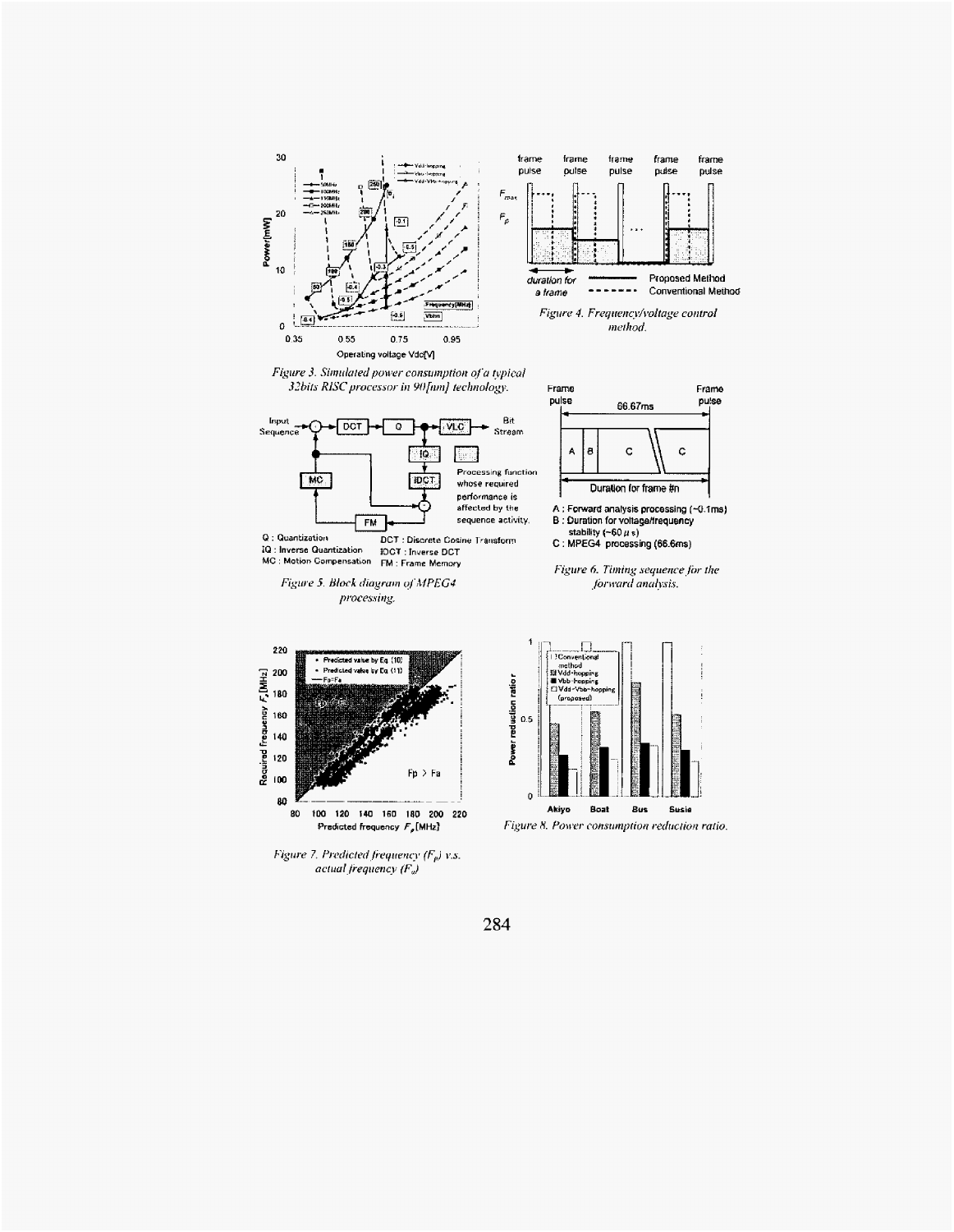Figure 3. Simulated power consumption of a typical 32bits RISC processor in 90[nm] technology.

Figure 4. Frequency/voltage control method.

Figure 5. Block diagram of MPEG4 processing.

Figure 6. Timing sequence for the forward analysis.

Figure 7. Predicted frequency ($F_p$) v.s. actual frequency ($F_a$)

Figure 8. Power consumption reduction ratio.